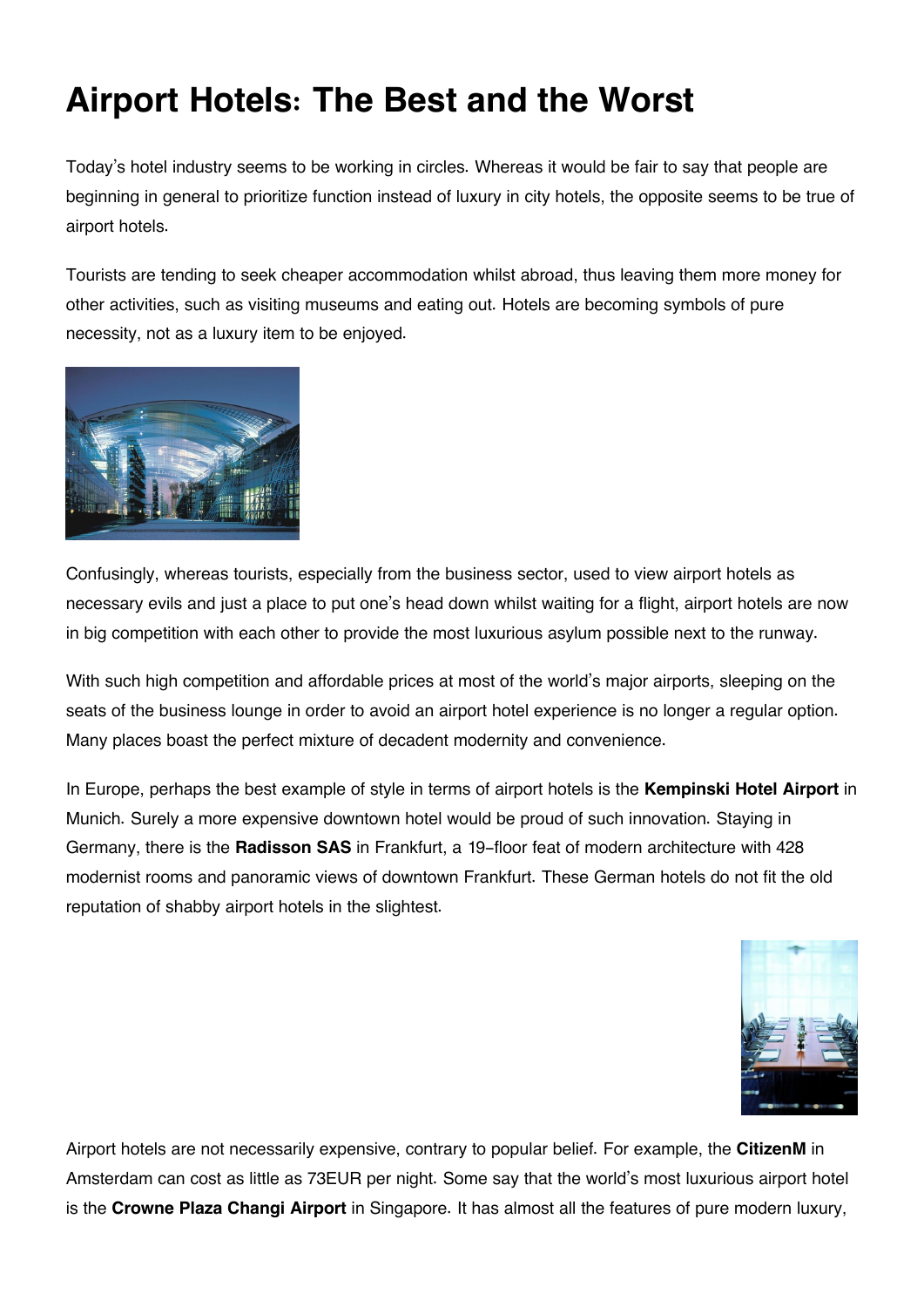# Airport Hotels: The Best and the Worst

Today's hotel industry seems to be working in circles. Whereas it would be fair to say that people are beginning in general to prioritize function instead of luxury in city hotels, the opposite seems to be true of airport hotels.

Tourists are tending to seek cheaper accommodation whilst abroad, thus leaving them more money for other activities, such as visiting museums and eating out. Hotels are becoming symbols of pure necessity, not as a luxury item to be enjoyed.

Confusingly, whereas tourists, especially from the business sector, used to view airport hotels as necessary evils and just a place to put one's head down whilst waiting for a flight, airport hotels are now in big competition with each other to provide the most luxurious asylum possible next to the runway.

With such high competition and affordable prices at most of the world's major airports, sleeping on the seats of the business lounge in order to avoid an airport hotel experience is no longer a regular option. Many places boast the perfect mixture of decadent modernity and convenience.

In Europe, perhaps the best example of style in terms of airport hotels is the **Kempinski Hotel Airport** in Munich. Surely a more expensive downtown hotel would be proud of such innovation. Staying in Germany, there is the **Radisson SAS** in Frankfurt, a 19-floor feat of modern architecture with 428 modernist rooms and panoramic views of downtown Frankfurt. These German hotels do not fit the old reputation of shabby airport hotels in the slightest.

Airport hotels are not necessarily expensive, contrary to popular belief. For example, the **CitizenM** in Amsterdam can cost as little as 73EUR per night. Some say that the world's most luxurious airport hotel is the **Crowne Plaza Changi Airport** in Singapore. It has almost all the features of pure modern luxury,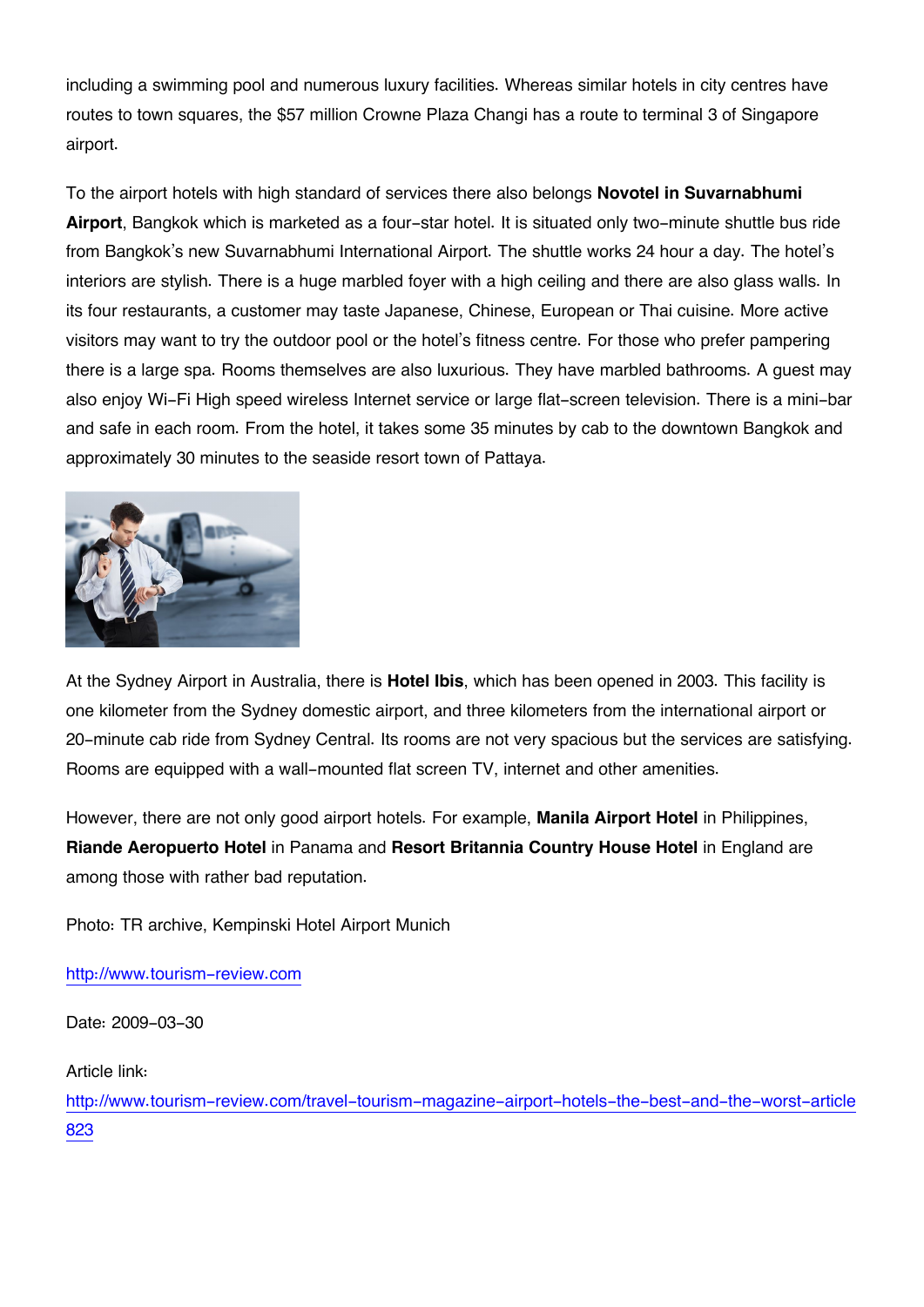including a swimming pool and numerous luxury facilities. Whereas similar hotels in city centres have routes to town squares, the $57 million Crowne Plaza Changi has a route to terminal 3 of Singapore airport.

To the airport hotels with high standard of services there also belongs **Novotel in Suvarnabhumi Airport**, Bangkok which is marketed as a four-star hotel. It is situated only two-minute shuttle bus ride from Bangkok's new Suvarnabhumi International Airport. The shuttle works 24 hour a day. The hotel's interiors are stylish. There is a huge marbled foyer with a high ceiling and there are also glass walls. In its four restaurants, a customer may taste Japanese, Chinese, European or Thai cuisine. More active visitors may want to try the outdoor pool or the hotel's fitness centre. For those who prefer pampering there is a large spa. Rooms themselves are also luxurious. They have marbled bathrooms. A guest may also enjoy Wi-Fi High speed wireless Internet service or large flat-screen television. There is a mini-bar and safe in each room. From the hotel, it takes some 35 minutes by cab to the downtown Bangkok and approximately 30 minutes to the seaside resort town of Pattaya.

At the Sydney Airport in Australia, there is **Hotel Ibis**, which has been opened in 2003. This facility is one kilometer from the Sydney domestic airport, and three kilometers from the international airport or 20-minute cab ride from Sydney Central. Its rooms are not very spacious but the services are satisfying. Rooms are equipped with a wall-mounted flat screen TV, internet and other amenities.

However, there are not only good airport hotels. For example, **Manila Airport Hotel** in Philippines, **Riande Aeropuerto Hotel** in Panama and **Resort Britannia Country House Hotel** in England are among those with rather bad reputation.

Photo: TR archive, Kempinski Hotel Airport Munich

http://www.tourism-review.com

Date: 2009-03-30

Article link:
http://www.tourism-review.com/travel-tourism-magazine-airport-hotels-the-best-and-the-worst-article823